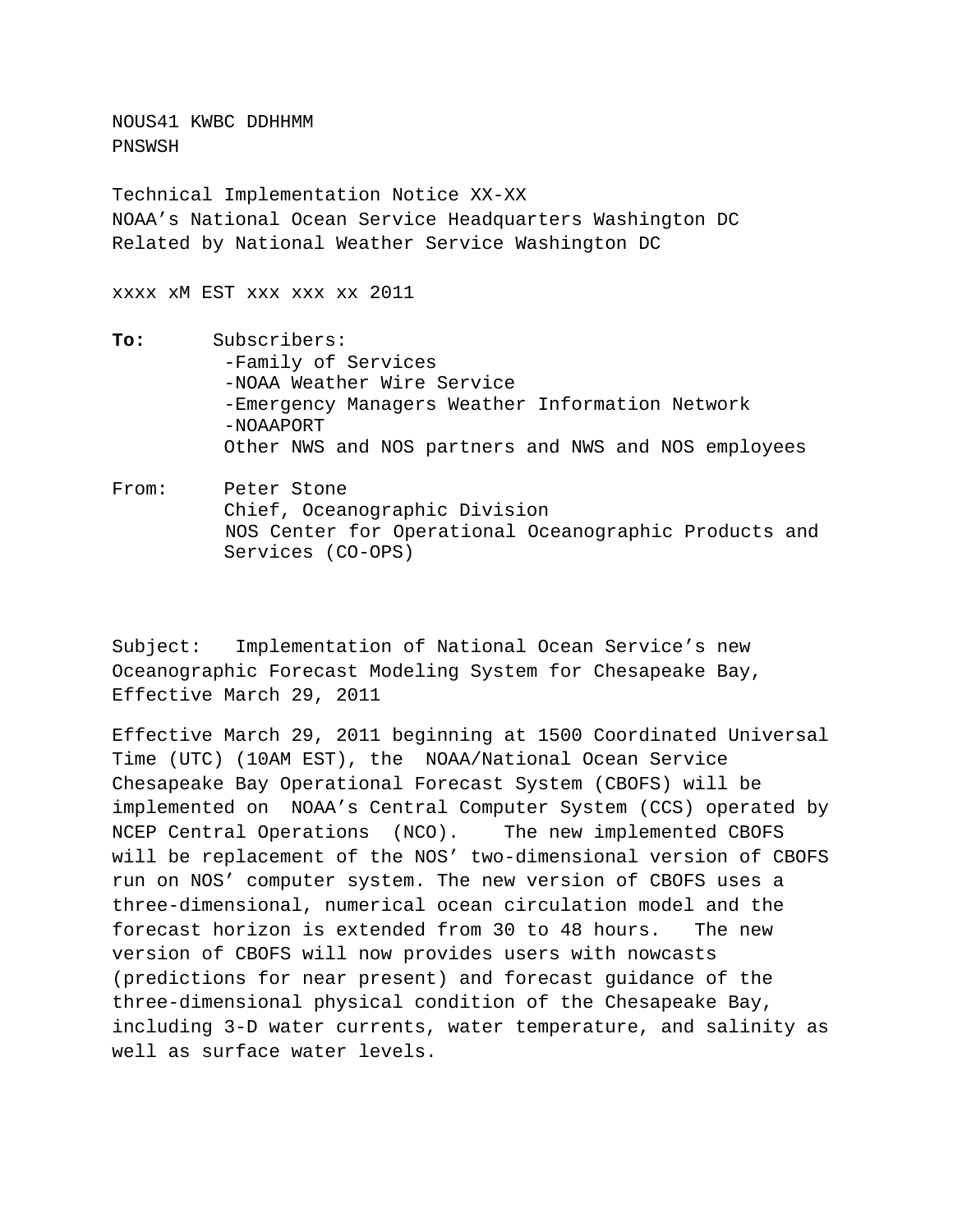NOUS41 KWBC DDHHMM
PNSWSH

Technical Implementation Notice XX-XX
NOAA's National Ocean Service Headquarters Washington DC
Related by National Weather Service Washington DC

xxxx xM EST xxx xxx xx 2011

**To:** Subscribers:
- -Family of Services
- -NOAA Weather Wire Service
- -Emergency Managers Weather Information Network
- -NOAAPORT

Other NWS and NOS partners and NWS and NOS employees

From: Peter Stone
Chief, Oceanographic Division
NOS Center for Operational Oceanographic Products and Services (CO-OPS)

Subject: Implementation of National Ocean Service's new Oceanographic Forecast Modeling System for Chesapeake Bay, Effective March 29, 2011

Effective March 29, 2011 beginning at 1500 Coordinated Universal Time (UTC) (10AM EST), the NOAA/National Ocean Service Chesapeake Bay Operational Forecast System (CBOFS) will be implemented on NOAA's Central Computer System (CCS) operated by NCEP Central Operations (NCO). The new implemented CBOFS will be replacement of the NOS' two-dimensional version of CBOFS run on NOS' computer system. The new version of CBOFS uses a three-dimensional, numerical ocean circulation model and the forecast horizon is extended from 30 to 48 hours. The new version of CBOFS will now provides users with nowcasts (predictions for near present) and forecast guidance of the three-dimensional physical condition of the Chesapeake Bay, including 3-D water currents, water temperature, and salinity as well as surface water levels.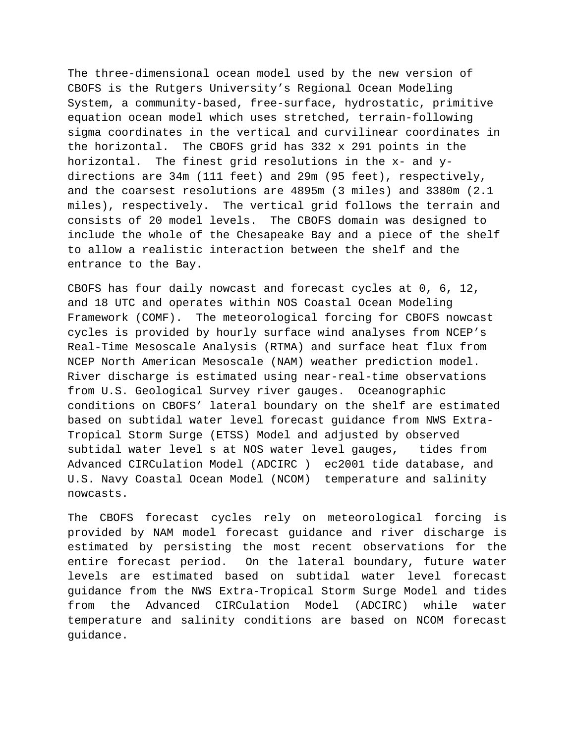The three-dimensional ocean model used by the new version of CBOFS is the Rutgers University's Regional Ocean Modeling System, a community-based, free-surface, hydrostatic, primitive equation ocean model which uses stretched, terrain-following sigma coordinates in the vertical and curvilinear coordinates in the horizontal. The CBOFS grid has 332 x 291 points in the horizontal. The finest grid resolutions in the x- and y-directions are 34m (111 feet) and 29m (95 feet), respectively, and the coarsest resolutions are 4895m (3 miles) and 3380m (2.1 miles), respectively. The vertical grid follows the terrain and consists of 20 model levels. The CBOFS domain was designed to include the whole of the Chesapeake Bay and a piece of the shelf to allow a realistic interaction between the shelf and the entrance to the Bay.

CBOFS has four daily nowcast and forecast cycles at 0, 6, 12, and 18 UTC and operates within NOS Coastal Ocean Modeling Framework (COMF). The meteorological forcing for CBOFS nowcast cycles is provided by hourly surface wind analyses from NCEP's Real-Time Mesoscale Analysis (RTMA) and surface heat flux from NCEP North American Mesoscale (NAM) weather prediction model. River discharge is estimated using near-real-time observations from U.S. Geological Survey river gauges. Oceanographic conditions on CBOFS' lateral boundary on the shelf are estimated based on subtidal water level forecast guidance from NWS Extra-Tropical Storm Surge (ETSS) Model and adjusted by observed subtidal water level s at NOS water level gauges, tides from Advanced CIRCulation Model (ADCIRC ) ec2001 tide database, and U.S. Navy Coastal Ocean Model (NCOM) temperature and salinity nowcasts.

The CBOFS forecast cycles rely on meteorological forcing is provided by NAM model forecast guidance and river discharge is estimated by persisting the most recent observations for the entire forecast period. On the lateral boundary, future water levels are estimated based on subtidal water level forecast guidance from the NWS Extra-Tropical Storm Surge Model and tides from the Advanced CIRCulation Model (ADCIRC) while water temperature and salinity conditions are based on NCOM forecast guidance.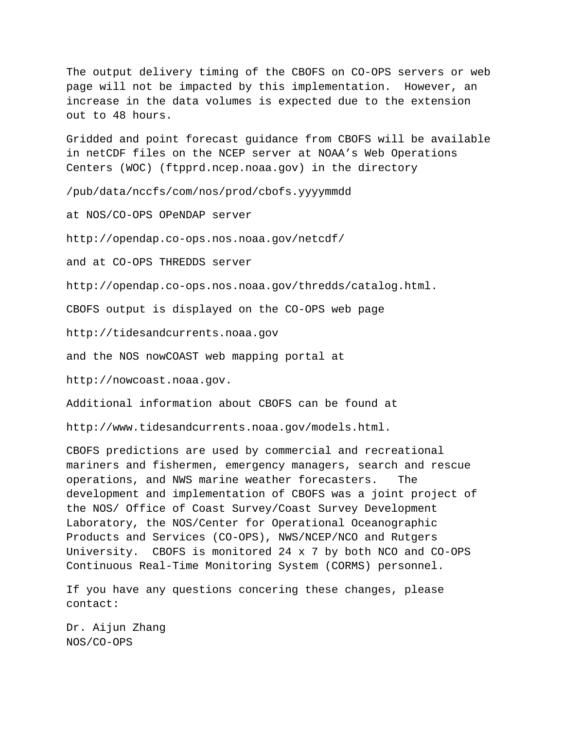The output delivery timing of the CBOFS on CO-OPS servers or web page will not be impacted by this implementation.  However, an increase in the data volumes is expected due to the extension out to 48 hours.

Gridded and point forecast guidance from CBOFS will be available in netCDF files on the NCEP server at NOAA's Web Operations Centers (WOC) (ftpprd.ncep.noaa.gov) in the directory

/pub/data/nccfs/com/nos/prod/cbofs.yyyymmdd

at NOS/CO-OPS OPeNDAP server

http://opendap.co-ops.nos.noaa.gov/netcdf/

and at CO-OPS THREDDS server

http://opendap.co-ops.nos.noaa.gov/thredds/catalog.html.

CBOFS output is displayed on the CO-OPS web page

http://tidesandcurrents.noaa.gov

and the NOS nowCOAST web mapping portal at

http://nowcoast.noaa.gov.

Additional information about CBOFS can be found at

http://www.tidesandcurrents.noaa.gov/models.html.

CBOFS predictions are used by commercial and recreational mariners and fishermen, emergency managers, search and rescue operations, and NWS marine weather forecasters.   The development and implementation of CBOFS was a joint project of the NOS/ Office of Coast Survey/Coast Survey Development Laboratory, the NOS/Center for Operational Oceanographic Products and Services (CO-OPS), NWS/NCEP/NCO and Rutgers University.  CBOFS is monitored 24 x 7 by both NCO and CO-OPS Continuous Real-Time Monitoring System (CORMS) personnel.

If you have any questions concering these changes, please contact:

Dr. Aijun Zhang
NOS/CO-OPS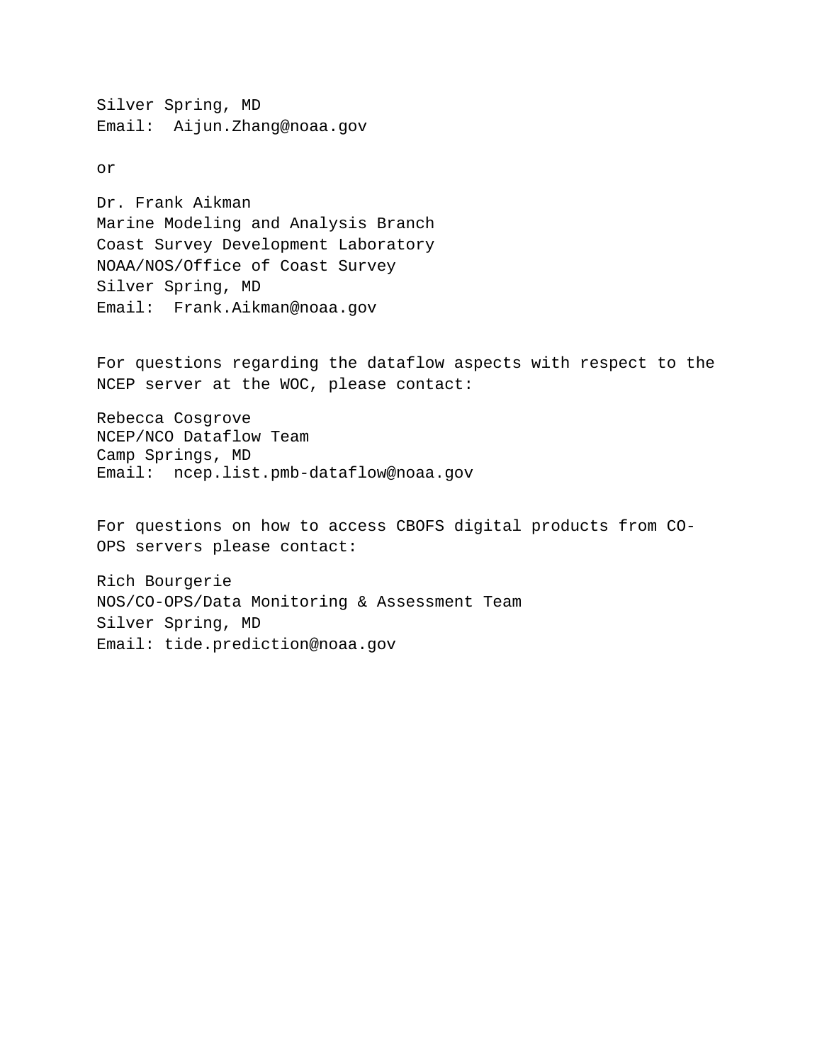Silver Spring, MD
Email: Aijun.Zhang@noaa.gov

or

Dr. Frank Aikman
Marine Modeling and Analysis Branch
Coast Survey Development Laboratory
NOAA/NOS/Office of Coast Survey
Silver Spring, MD
Email: Frank.Aikman@noaa.gov

For questions regarding the dataflow aspects with respect to the NCEP server at the WOC, please contact:

Rebecca Cosgrove
NCEP/NCO Dataflow Team
Camp Springs, MD
Email: ncep.list.pmb-dataflow@noaa.gov

For questions on how to access CBOFS digital products from CO-OPS servers please contact:

Rich Bourgerie
NOS/CO-OPS/Data Monitoring & Assessment Team
Silver Spring, MD
Email: tide.prediction@noaa.gov